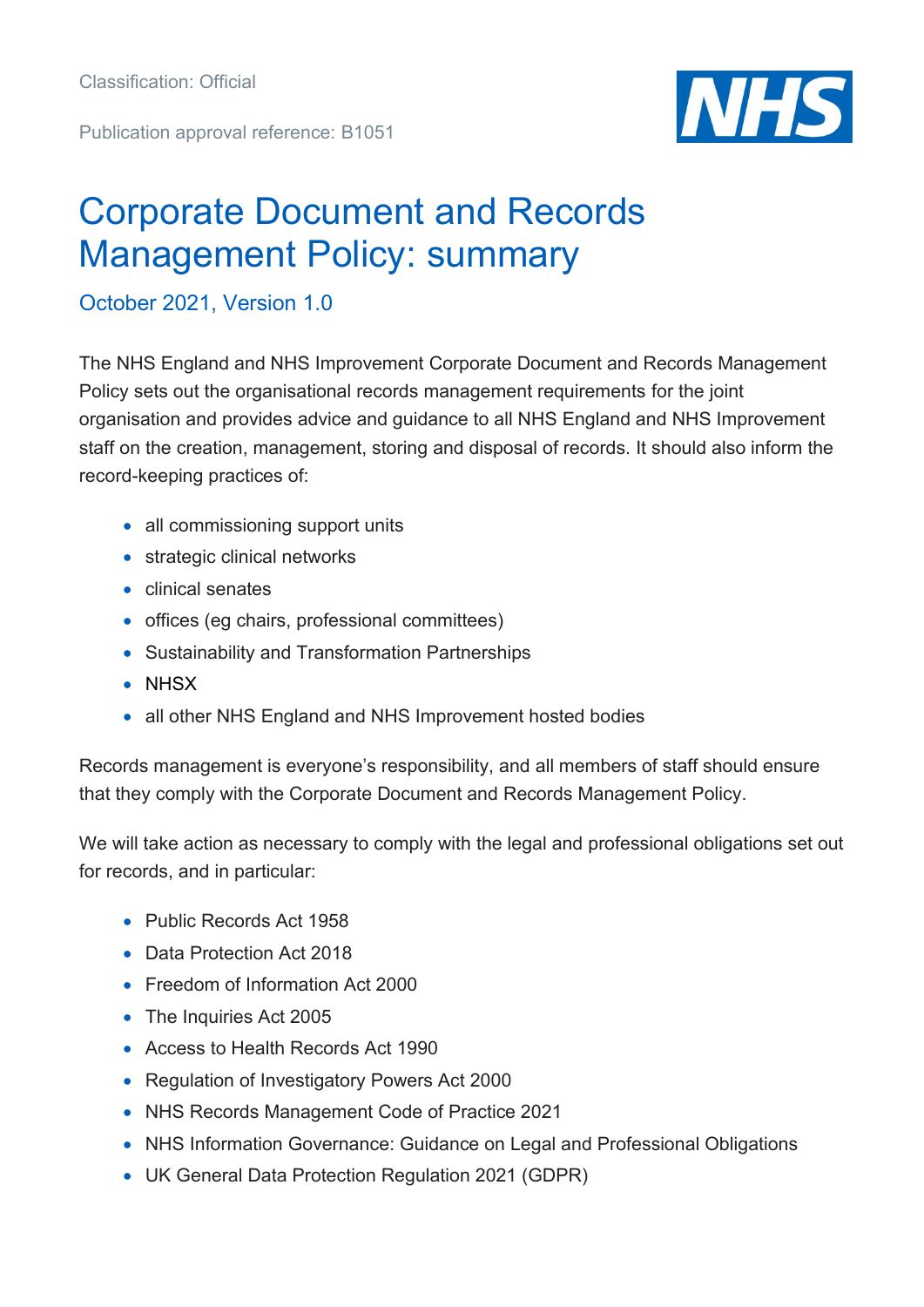Classification: Official

Publication approval reference: B1051

# Corporate Document and Records Management Policy: summary

## October 2021, Version 1.0

The NHS England and NHS Improvement Corporate Document and Records Management Policy sets out the organisational records management requirements for the joint organisation and provides advice and guidance to all NHS England and NHS Improvement staff on the creation, management, storing and disposal of records. It should also inform the record-keeping practices of:

- all commissioning support units
- strategic clinical networks
- clinical senates
- offices (eg chairs, professional committees)
- Sustainability and Transformation Partnerships
- NHSX
- all other NHS England and NHS Improvement hosted bodies

Records management is everyone's responsibility, and all members of staff should ensure that they comply with the Corporate Document and Records Management Policy.

We will take action as necessary to comply with the legal and professional obligations set out for records, and in particular:

- Public Records Act 1958
- Data Protection Act 2018
- Freedom of Information Act 2000
- The Inquiries Act 2005
- Access to Health Records Act 1990
- Regulation of Investigatory Powers Act 2000
- NHS Records Management Code of Practice 2021
- NHS Information Governance: Guidance on Legal and Professional Obligations
- UK General Data Protection Regulation 2021 (GDPR)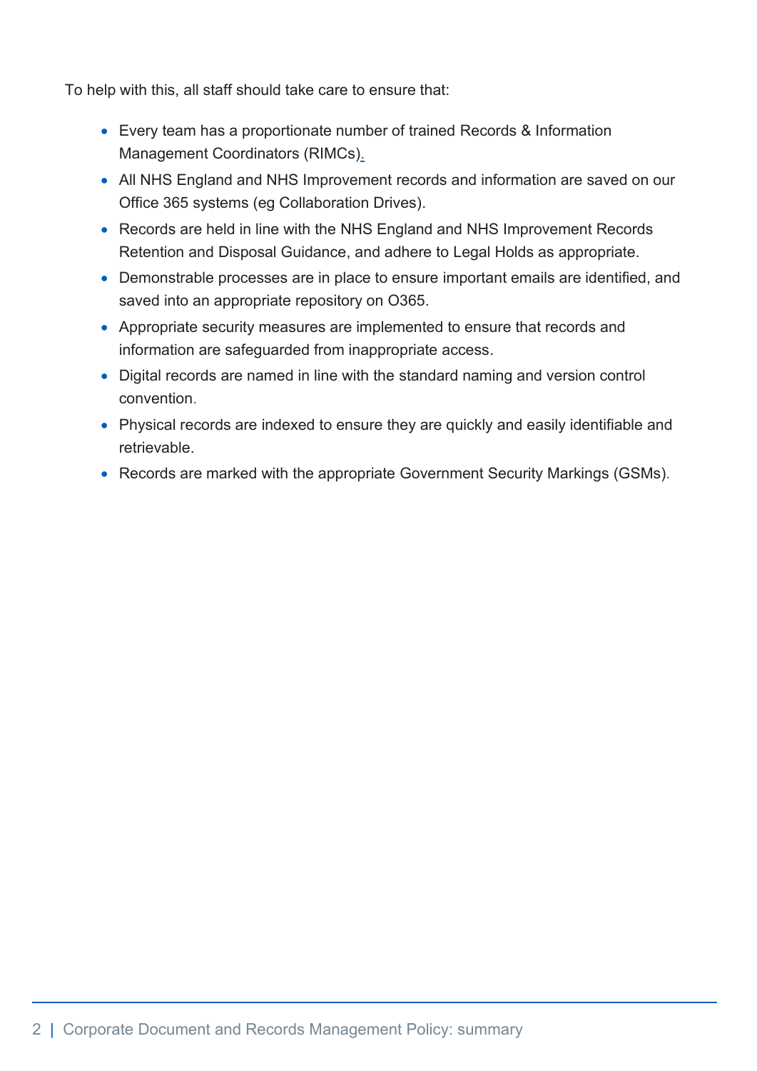To help with this, all staff should take care to ensure that:

- Every team has a proportionate number of trained Records & Information Management Coordinators (RIMCs).
- All NHS England and NHS Improvement records and information are saved on our Office 365 systems (eg Collaboration Drives).
- Records are held in line with the NHS England and NHS Improvement Records Retention and Disposal Guidance, and adhere to Legal Holds as appropriate.
- Demonstrable processes are in place to ensure important emails are identified, and saved into an appropriate repository on O365.
- Appropriate security measures are implemented to ensure that records and information are safeguarded from inappropriate access.
- Digital records are named in line with the standard naming and version control convention.
- Physical records are indexed to ensure they are quickly and easily identifiable and retrievable.
- Records are marked with the appropriate Government Security Markings (GSMs).